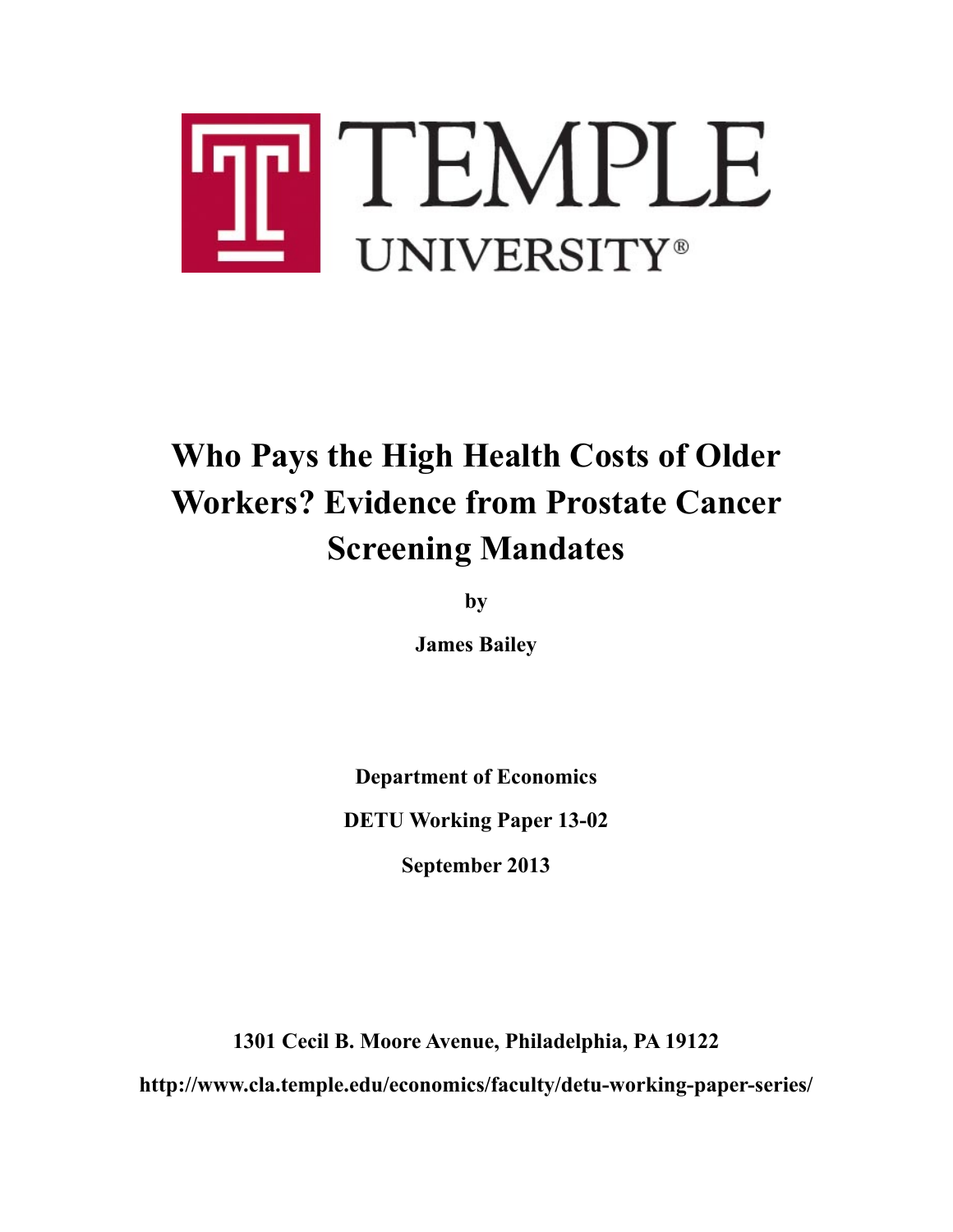TEMPLE UNIVERSITY®

# Who Pays the High Health Costs of Older Workers? Evidence from Prostate Cancer Screening Mandates

**by**

**James Bailey**

**Department of Economics**

**DETU Working Paper 13-02**

**September 2013**

**1301 Cecil B. Moore Avenue, Philadelphia, PA 19122**

**http://www.cla.temple.edu/economics/faculty/detu-working-paper-series/**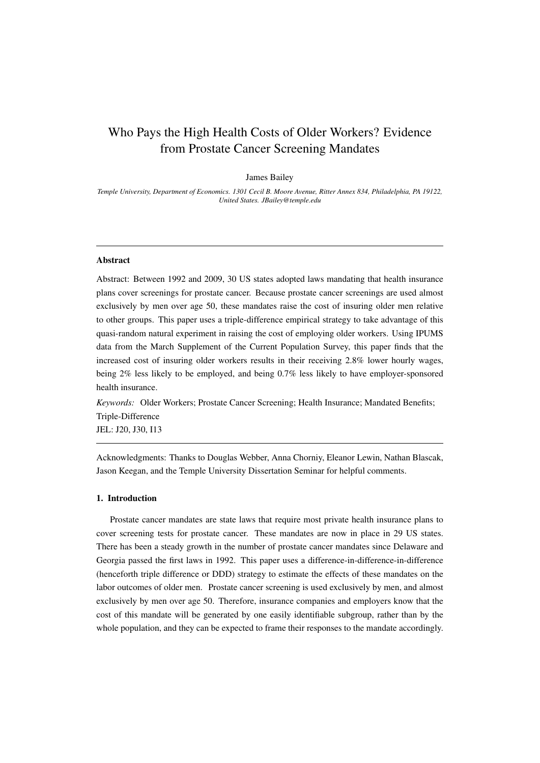# Who Pays the High Health Costs of Older Workers? Evidence from Prostate Cancer Screening Mandates

James Bailey

*Temple University, Department of Economics. 1301 Cecil B. Moore Avenue, Ritter Annex 834, Philadelphia, PA 19122, United States. JBailey@temple.edu*

---

### Abstract

Abstract: Between 1992 and 2009, 30 US states adopted laws mandating that health insurance plans cover screenings for prostate cancer. Because prostate cancer screenings are used almost exclusively by men over age 50, these mandates raise the cost of insuring older men relative to other groups. This paper uses a triple-difference empirical strategy to take advantage of this quasi-random natural experiment in raising the cost of employing older workers. Using IPUMS data from the March Supplement of the Current Population Survey, this paper finds that the increased cost of insuring older workers results in their receiving 2.8% lower hourly wages, being 2% less likely to be employed, and being 0.7% less likely to have employer-sponsored health insurance.

*Keywords:* Older Workers; Prostate Cancer Screening; Health Insurance; Mandated Benefits; Triple-Difference

JEL: J20, J30, I13

---

Acknowledgments: Thanks to Douglas Webber, Anna Chorniy, Eleanor Lewin, Nathan Blascak, Jason Keegan, and the Temple University Dissertation Seminar for helpful comments.

### 1. Introduction

Prostate cancer mandates are state laws that require most private health insurance plans to cover screening tests for prostate cancer. These mandates are now in place in 29 US states. There has been a steady growth in the number of prostate cancer mandates since Delaware and Georgia passed the first laws in 1992. This paper uses a difference-in-difference-in-difference (henceforth triple difference or DDD) strategy to estimate the effects of these mandates on the labor outcomes of older men. Prostate cancer screening is used exclusively by men, and almost exclusively by men over age 50. Therefore, insurance companies and employers know that the cost of this mandate will be generated by one easily identifiable subgroup, rather than by the whole population, and they can be expected to frame their responses to the mandate accordingly.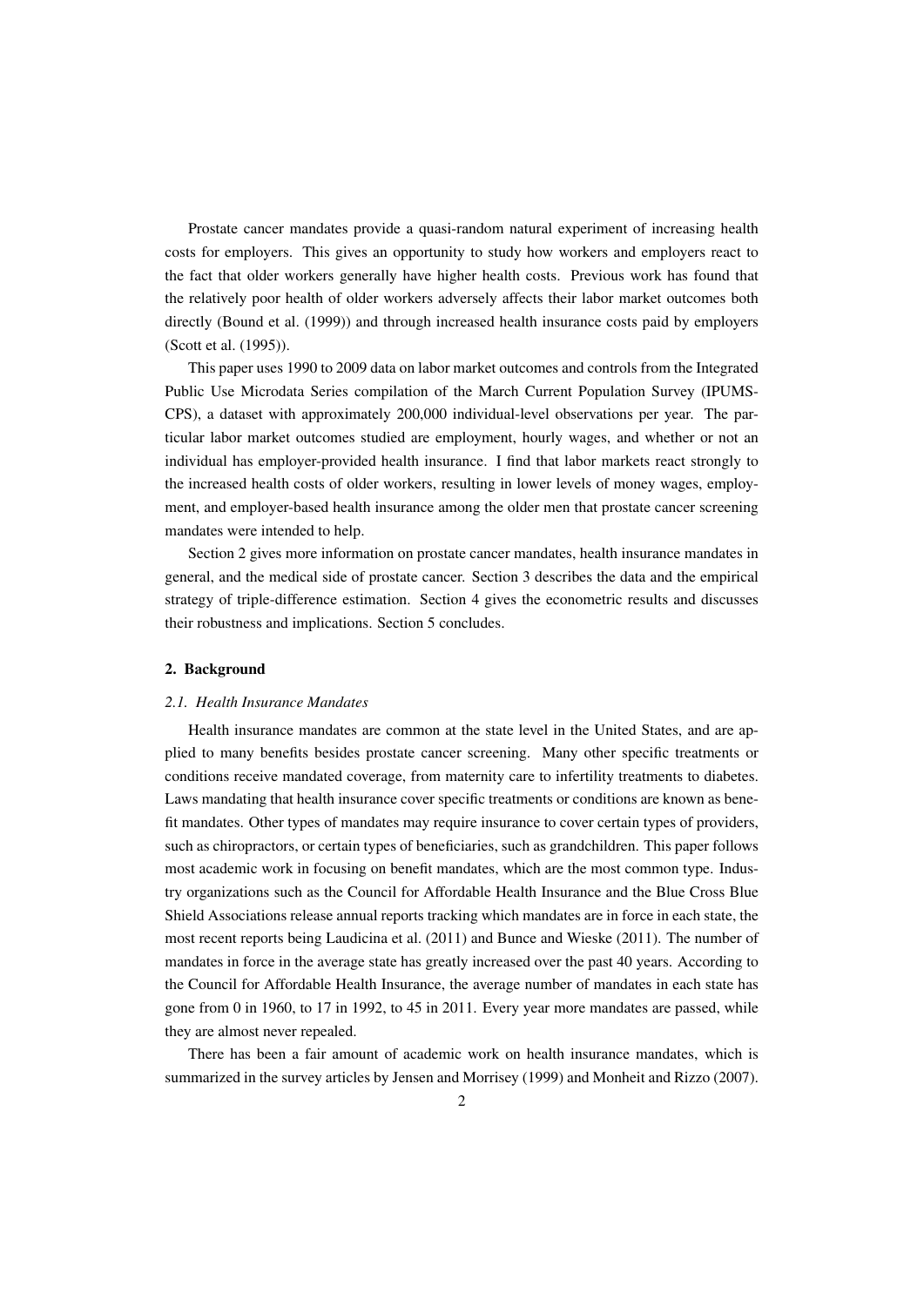Prostate cancer mandates provide a quasi-random natural experiment of increasing health costs for employers. This gives an opportunity to study how workers and employers react to the fact that older workers generally have higher health costs. Previous work has found that the relatively poor health of older workers adversely affects their labor market outcomes both directly (Bound et al. (1999)) and through increased health insurance costs paid by employers (Scott et al. (1995)).

This paper uses 1990 to 2009 data on labor market outcomes and controls from the Integrated Public Use Microdata Series compilation of the March Current Population Survey (IPUMS-CPS), a dataset with approximately 200,000 individual-level observations per year. The particular labor market outcomes studied are employment, hourly wages, and whether or not an individual has employer-provided health insurance. I find that labor markets react strongly to the increased health costs of older workers, resulting in lower levels of money wages, employment, and employer-based health insurance among the older men that prostate cancer screening mandates were intended to help.

Section 2 gives more information on prostate cancer mandates, health insurance mandates in general, and the medical side of prostate cancer. Section 3 describes the data and the empirical strategy of triple-difference estimation. Section 4 gives the econometric results and discusses their robustness and implications. Section 5 concludes.

## 2. Background

### *2.1. Health Insurance Mandates*

Health insurance mandates are common at the state level in the United States, and are applied to many benefits besides prostate cancer screening. Many other specific treatments or conditions receive mandated coverage, from maternity care to infertility treatments to diabetes. Laws mandating that health insurance cover specific treatments or conditions are known as benefit mandates. Other types of mandates may require insurance to cover certain types of providers, such as chiropractors, or certain types of beneficiaries, such as grandchildren. This paper follows most academic work in focusing on benefit mandates, which are the most common type. Industry organizations such as the Council for Affordable Health Insurance and the Blue Cross Blue Shield Associations release annual reports tracking which mandates are in force in each state, the most recent reports being Laudicina et al. (2011) and Bunce and Wieske (2011). The number of mandates in force in the average state has greatly increased over the past 40 years. According to the Council for Affordable Health Insurance, the average number of mandates in each state has gone from 0 in 1960, to 17 in 1992, to 45 in 2011. Every year more mandates are passed, while they are almost never repealed.

There has been a fair amount of academic work on health insurance mandates, which is summarized in the survey articles by Jensen and Morrisey (1999) and Monheit and Rizzo (2007).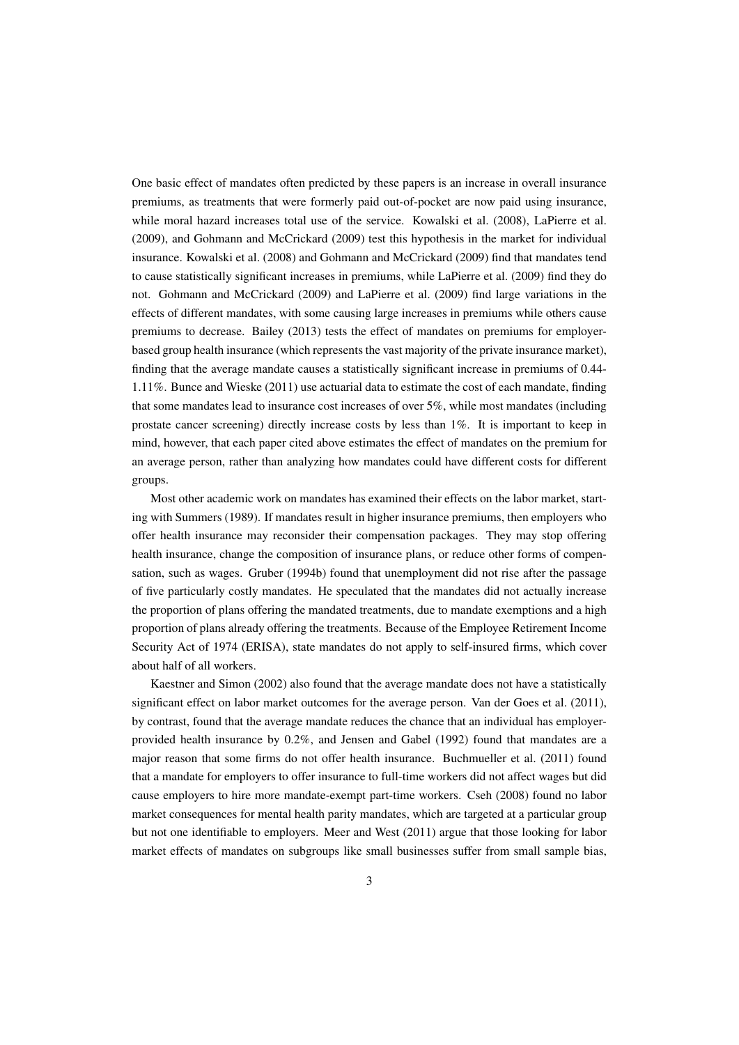One basic effect of mandates often predicted by these papers is an increase in overall insurance premiums, as treatments that were formerly paid out-of-pocket are now paid using insurance, while moral hazard increases total use of the service. Kowalski et al. (2008), LaPierre et al. (2009), and Gohmann and McCrickard (2009) test this hypothesis in the market for individual insurance. Kowalski et al. (2008) and Gohmann and McCrickard (2009) find that mandates tend to cause statistically significant increases in premiums, while LaPierre et al. (2009) find they do not. Gohmann and McCrickard (2009) and LaPierre et al. (2009) find large variations in the effects of different mandates, with some causing large increases in premiums while others cause premiums to decrease. Bailey (2013) tests the effect of mandates on premiums for employer-based group health insurance (which represents the vast majority of the private insurance market), finding that the average mandate causes a statistically significant increase in premiums of 0.44-1.11%. Bunce and Wieske (2011) use actuarial data to estimate the cost of each mandate, finding that some mandates lead to insurance cost increases of over 5%, while most mandates (including prostate cancer screening) directly increase costs by less than 1%. It is important to keep in mind, however, that each paper cited above estimates the effect of mandates on the premium for an average person, rather than analyzing how mandates could have different costs for different groups.

Most other academic work on mandates has examined their effects on the labor market, starting with Summers (1989). If mandates result in higher insurance premiums, then employers who offer health insurance may reconsider their compensation packages. They may stop offering health insurance, change the composition of insurance plans, or reduce other forms of compensation, such as wages. Gruber (1994b) found that unemployment did not rise after the passage of five particularly costly mandates. He speculated that the mandates did not actually increase the proportion of plans offering the mandated treatments, due to mandate exemptions and a high proportion of plans already offering the treatments. Because of the Employee Retirement Income Security Act of 1974 (ERISA), state mandates do not apply to self-insured firms, which cover about half of all workers.

Kaestner and Simon (2002) also found that the average mandate does not have a statistically significant effect on labor market outcomes for the average person. Van der Goes et al. (2011), by contrast, found that the average mandate reduces the chance that an individual has employer-provided health insurance by 0.2%, and Jensen and Gabel (1992) found that mandates are a major reason that some firms do not offer health insurance. Buchmueller et al. (2011) found that a mandate for employers to offer insurance to full-time workers did not affect wages but did cause employers to hire more mandate-exempt part-time workers. Cseh (2008) found no labor market consequences for mental health parity mandates, which are targeted at a particular group but not one identifiable to employers. Meer and West (2011) argue that those looking for labor market effects of mandates on subgroups like small businesses suffer from small sample bias,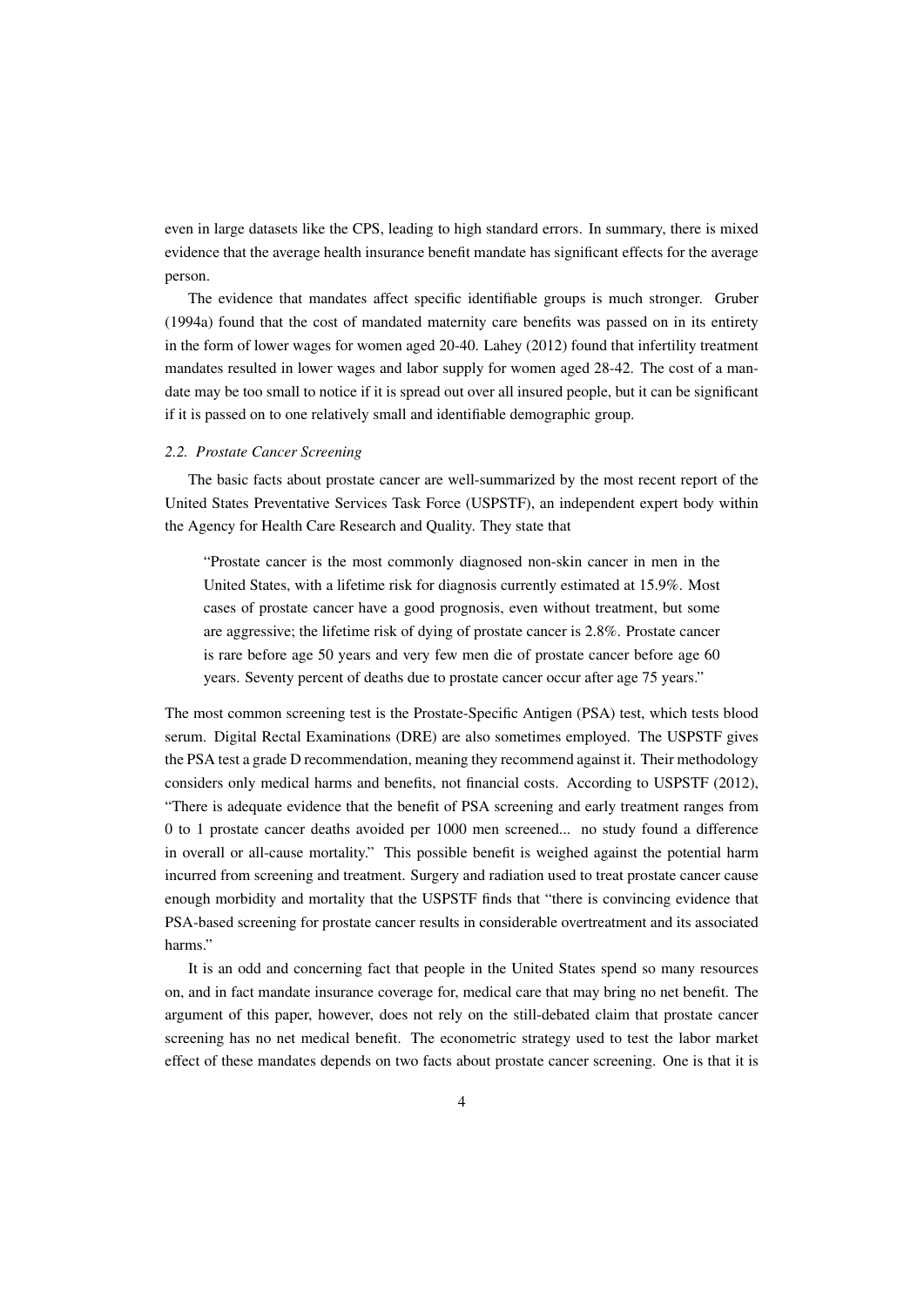even in large datasets like the CPS, leading to high standard errors. In summary, there is mixed evidence that the average health insurance benefit mandate has significant effects for the average person.

The evidence that mandates affect specific identifiable groups is much stronger. Gruber (1994a) found that the cost of mandated maternity care benefits was passed on in its entirety in the form of lower wages for women aged 20-40. Lahey (2012) found that infertility treatment mandates resulted in lower wages and labor supply for women aged 28-42. The cost of a mandate may be too small to notice if it is spread out over all insured people, but it can be significant if it is passed on to one relatively small and identifiable demographic group.

### *2.2. Prostate Cancer Screening*

The basic facts about prostate cancer are well-summarized by the most recent report of the United States Preventative Services Task Force (USPSTF), an independent expert body within the Agency for Health Care Research and Quality. They state that

> "Prostate cancer is the most commonly diagnosed non-skin cancer in men in the United States, with a lifetime risk for diagnosis currently estimated at 15.9%. Most cases of prostate cancer have a good prognosis, even without treatment, but some are aggressive; the lifetime risk of dying of prostate cancer is 2.8%. Prostate cancer is rare before age 50 years and very few men die of prostate cancer before age 60 years. Seventy percent of deaths due to prostate cancer occur after age 75 years."

The most common screening test is the Prostate-Specific Antigen (PSA) test, which tests blood serum. Digital Rectal Examinations (DRE) are also sometimes employed. The USPSTF gives the PSA test a grade D recommendation, meaning they recommend against it. Their methodology considers only medical harms and benefits, not financial costs. According to USPSTF (2012), "There is adequate evidence that the benefit of PSA screening and early treatment ranges from 0 to 1 prostate cancer deaths avoided per 1000 men screened... no study found a difference in overall or all-cause mortality." This possible benefit is weighed against the potential harm incurred from screening and treatment. Surgery and radiation used to treat prostate cancer cause enough morbidity and mortality that the USPSTF finds that "there is convincing evidence that PSA-based screening for prostate cancer results in considerable overtreatment and its associated harms."

It is an odd and concerning fact that people in the United States spend so many resources on, and in fact mandate insurance coverage for, medical care that may bring no net benefit. The argument of this paper, however, does not rely on the still-debated claim that prostate cancer screening has no net medical benefit. The econometric strategy used to test the labor market effect of these mandates depends on two facts about prostate cancer screening. One is that it is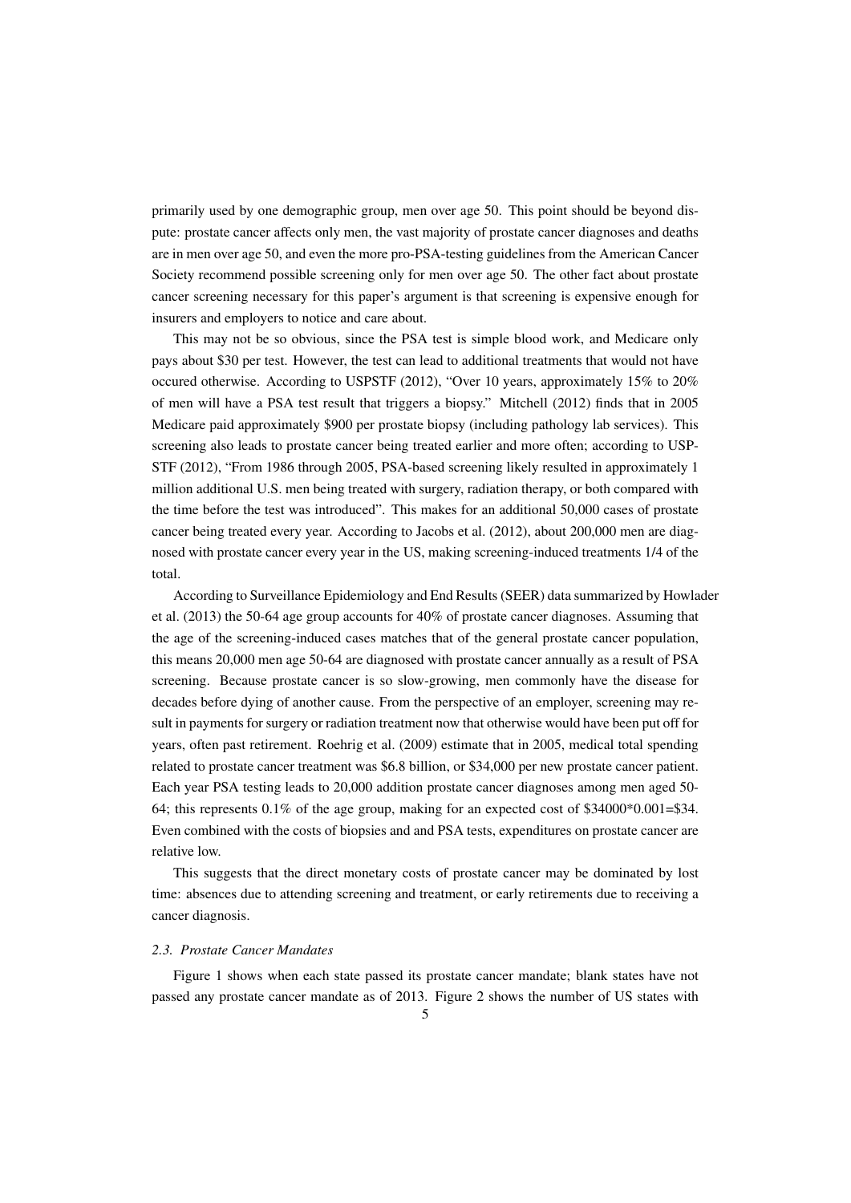primarily used by one demographic group, men over age 50. This point should be beyond dispute: prostate cancer affects only men, the vast majority of prostate cancer diagnoses and deaths are in men over age 50, and even the more pro-PSA-testing guidelines from the American Cancer Society recommend possible screening only for men over age 50. The other fact about prostate cancer screening necessary for this paper's argument is that screening is expensive enough for insurers and employers to notice and care about.

This may not be so obvious, since the PSA test is simple blood work, and Medicare only pays about \$30 per test. However, the test can lead to additional treatments that would not have occured otherwise. According to USPSTF (2012), "Over 10 years, approximately 15% to 20% of men will have a PSA test result that triggers a biopsy." Mitchell (2012) finds that in 2005 Medicare paid approximately \$900 per prostate biopsy (including pathology lab services). This screening also leads to prostate cancer being treated earlier and more often; according to USPSTF (2012), "From 1986 through 2005, PSA-based screening likely resulted in approximately 1 million additional U.S. men being treated with surgery, radiation therapy, or both compared with the time before the test was introduced". This makes for an additional 50,000 cases of prostate cancer being treated every year. According to Jacobs et al. (2012), about 200,000 men are diagnosed with prostate cancer every year in the US, making screening-induced treatments 1/4 of the total.

According to Surveillance Epidemiology and End Results (SEER) data summarized by Howlader et al. (2013) the 50-64 age group accounts for 40% of prostate cancer diagnoses. Assuming that the age of the screening-induced cases matches that of the general prostate cancer population, this means 20,000 men age 50-64 are diagnosed with prostate cancer annually as a result of PSA screening. Because prostate cancer is so slow-growing, men commonly have the disease for decades before dying of another cause. From the perspective of an employer, screening may result in payments for surgery or radiation treatment now that otherwise would have been put off for years, often past retirement. Roehrig et al. (2009) estimate that in 2005, medical total spending related to prostate cancer treatment was \$6.8 billion, or \$34,000 per new prostate cancer patient. Each year PSA testing leads to 20,000 addition prostate cancer diagnoses among men aged 50-64; this represents 0.1% of the age group, making for an expected cost of \$34000*0.001=\$34. Even combined with the costs of biopsies and and PSA tests, expenditures on prostate cancer are relative low.

This suggests that the direct monetary costs of prostate cancer may be dominated by lost time: absences due to attending screening and treatment, or early retirements due to receiving a cancer diagnosis.

### 2.3. Prostate Cancer Mandates

Figure 1 shows when each state passed its prostate cancer mandate; blank states have not passed any prostate cancer mandate as of 2013. Figure 2 shows the number of US states with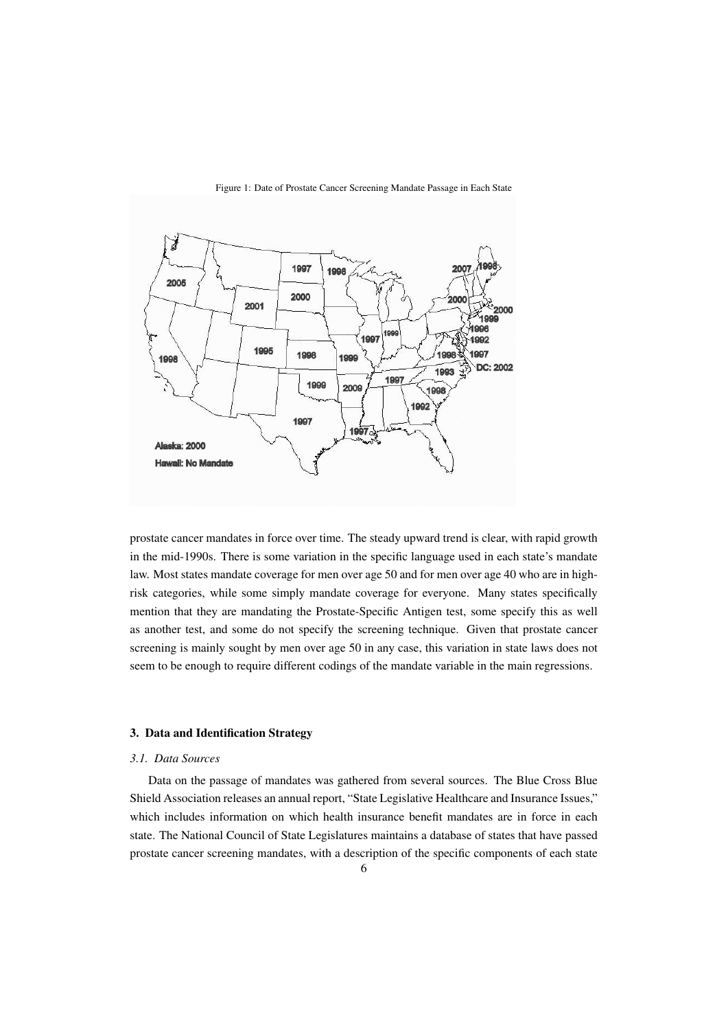Figure 1: Date of Prostate Cancer Screening Mandate Passage in Each State

prostate cancer mandates in force over time. The steady upward trend is clear, with rapid growth in the mid-1990s. There is some variation in the specific language used in each state's mandate law. Most states mandate coverage for men over age 50 and for men over age 40 who are in high-risk categories, while some simply mandate coverage for everyone. Many states specifically mention that they are mandating the Prostate-Specific Antigen test, some specify this as well as another test, and some do not specify the screening technique. Given that prostate cancer screening is mainly sought by men over age 50 in any case, this variation in state laws does not seem to be enough to require different codings of the mandate variable in the main regressions.

### 3. Data and Identification Strategy

#### *3.1. Data Sources*

Data on the passage of mandates was gathered from several sources. The Blue Cross Blue Shield Association releases an annual report, "State Legislative Healthcare and Insurance Issues," which includes information on which health insurance benefit mandates are in force in each state. The National Council of State Legislatures maintains a database of states that have passed prostate cancer screening mandates, with a description of the specific components of each state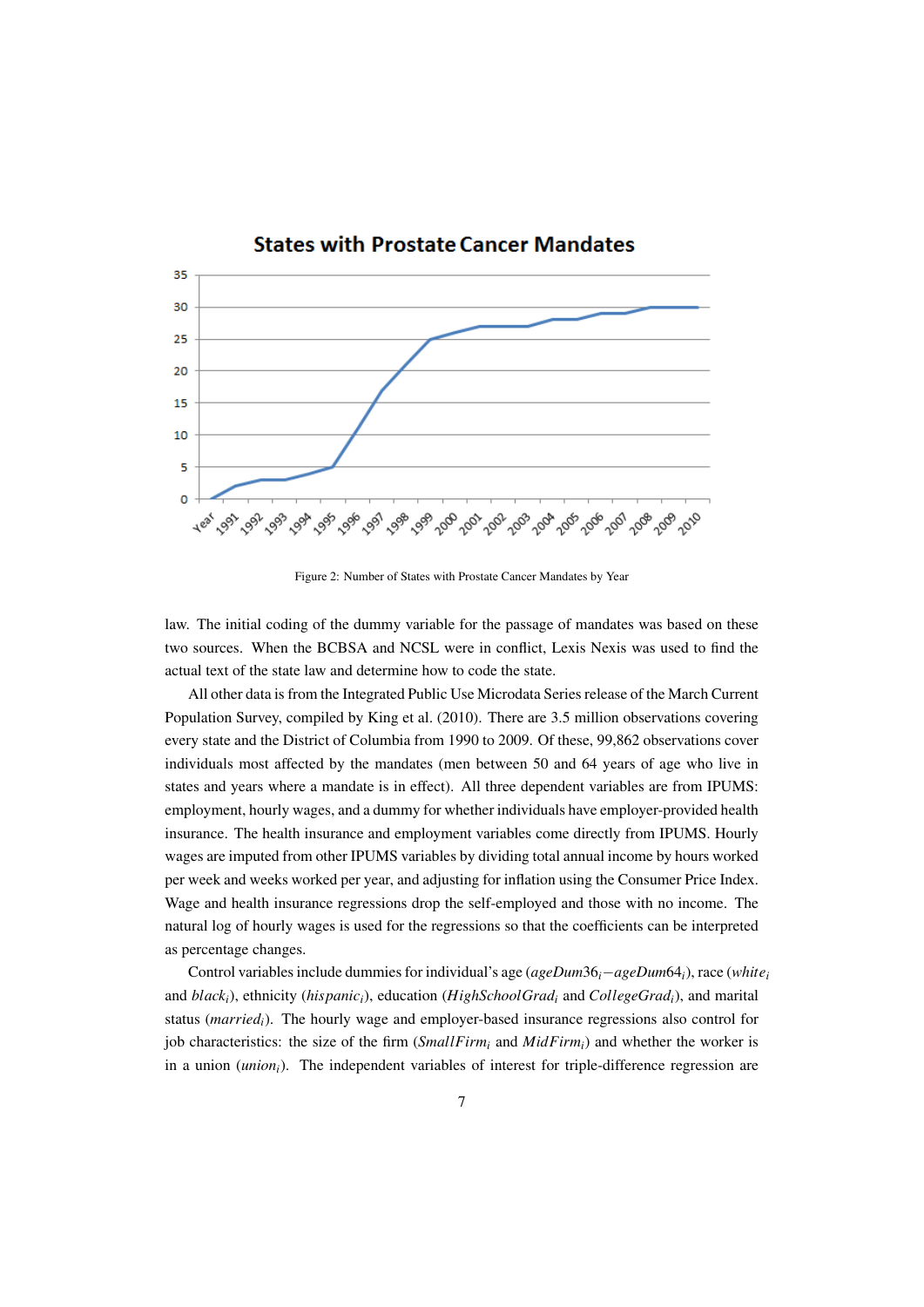Figure 2: Number of States with Prostate Cancer Mandates by Year

law. The initial coding of the dummy variable for the passage of mandates was based on these two sources. When the BCBSA and NCSL were in conflict, Lexis Nexis was used to find the actual text of the state law and determine how to code the state.

All other data is from the Integrated Public Use Microdata Series release of the March Current Population Survey, compiled by King et al. (2010). There are 3.5 million observations covering every state and the District of Columbia from 1990 to 2009. Of these, 99,862 observations cover individuals most affected by the mandates (men between 50 and 64 years of age who live in states and years where a mandate is in effect). All three dependent variables are from IPUMS: employment, hourly wages, and a dummy for whether individuals have employer-provided health insurance. The health insurance and employment variables come directly from IPUMS. Hourly wages are imputed from other IPUMS variables by dividing total annual income by hours worked per week and weeks worked per year, and adjusting for inflation using the Consumer Price Index. Wage and health insurance regressions drop the self-employed and those with no income. The natural log of hourly wages is used for the regressions so that the coefficients can be interpreted as percentage changes.

Control variables include dummies for individual's age ($ageDum36_i - ageDum64_i$), race ($white_i$ and $black_i$), ethnicity ($hispanic_i$), education ($HighSchoolGrad_i$ and $CollegeGrad_i$), and marital status ($married_i$). The hourly wage and employer-based insurance regressions also control for job characteristics: the size of the firm ($SmallFirm_i$ and $MidFirm_i$) and whether the worker is in a union ($union_i$). The independent variables of interest for triple-difference regression are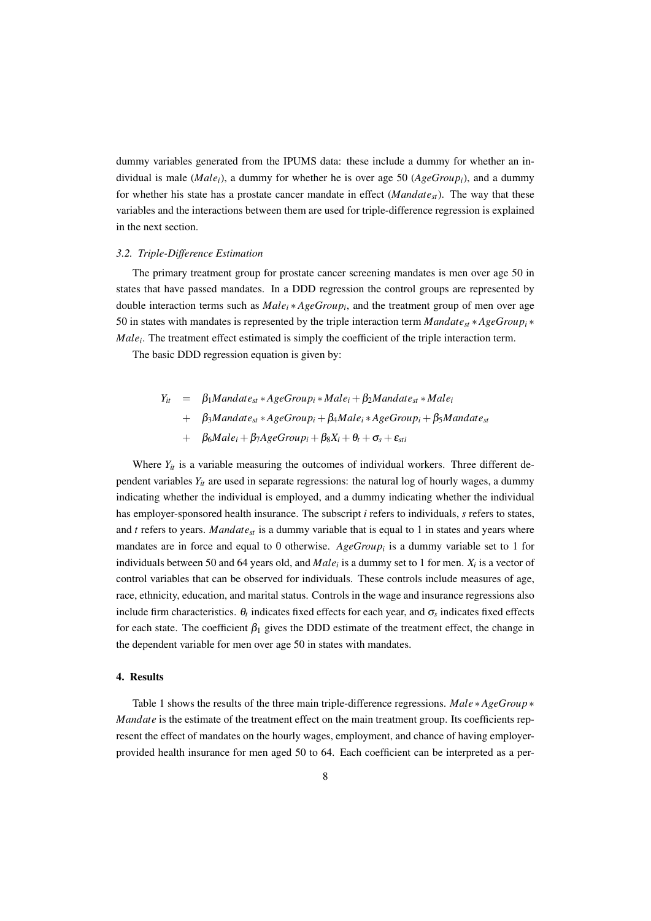dummy variables generated from the IPUMS data: these include a dummy for whether an individual is male ($Male_i$), a dummy for whether he is over age 50 ($AgeGroup_i$), and a dummy for whether his state has a prostate cancer mandate in effect ($Mandate_{st}$). The way that these variables and the interactions between them are used for triple-difference regression is explained in the next section.

### *3.2. Triple-Difference Estimation*

The primary treatment group for prostate cancer screening mandates is men over age 50 in states that have passed mandates. In a DDD regression the control groups are represented by double interaction terms such as $Male_i * AgeGroup_i$, and the treatment group of men over age 50 in states with mandates is represented by the triple interaction term $Mandate_{st} * AgeGroup_i * Male_i$. The treatment effect estimated is simply the coefficient of the triple interaction term.

The basic DDD regression equation is given by:

$$
\begin{aligned}
Y_{it} &= \beta_1 Mandate_{st} * AgeGroup_i * Male_i + \beta_2 Mandate_{st} * Male_i \\
&+ \beta_3 Mandate_{st} * AgeGroup_i + \beta_4 Male_i * AgeGroup_i + \beta_5 Mandate_{st} \\
&+ \beta_6 Male_i + \beta_7 AgeGroup_i + \beta_8 X_i + \theta_t + \sigma_s + \varepsilon_{sti}
\end{aligned}
$$

Where $Y_{it}$ is a variable measuring the outcomes of individual workers. Three different dependent variables $Y_{it}$ are used in separate regressions: the natural log of hourly wages, a dummy indicating whether the individual is employed, and a dummy indicating whether the individual has employer-sponsored health insurance. The subscript *i* refers to individuals, *s* refers to states, and *t* refers to years. $Mandate_{st}$ is a dummy variable that is equal to 1 in states and years where mandates are in force and equal to 0 otherwise. $AgeGroup_i$ is a dummy variable set to 1 for individuals between 50 and 64 years old, and $Male_i$ is a dummy set to 1 for men. $X_i$ is a vector of control variables that can be observed for individuals. These controls include measures of age, race, ethnicity, education, and marital status. Controls in the wage and insurance regressions also include firm characteristics. $\theta_t$ indicates fixed effects for each year, and $\sigma_s$ indicates fixed effects for each state. The coefficient $\beta_1$ gives the DDD estimate of the treatment effect, the change in the dependent variable for men over age 50 in states with mandates.

## 4. Results

Table 1 shows the results of the three main triple-difference regressions. $Male * AgeGroup * Mandate$ is the estimate of the treatment effect on the main treatment group. Its coefficients represent the effect of mandates on the hourly wages, employment, and chance of having employer-provided health insurance for men aged 50 to 64. Each coefficient can be interpreted as a per-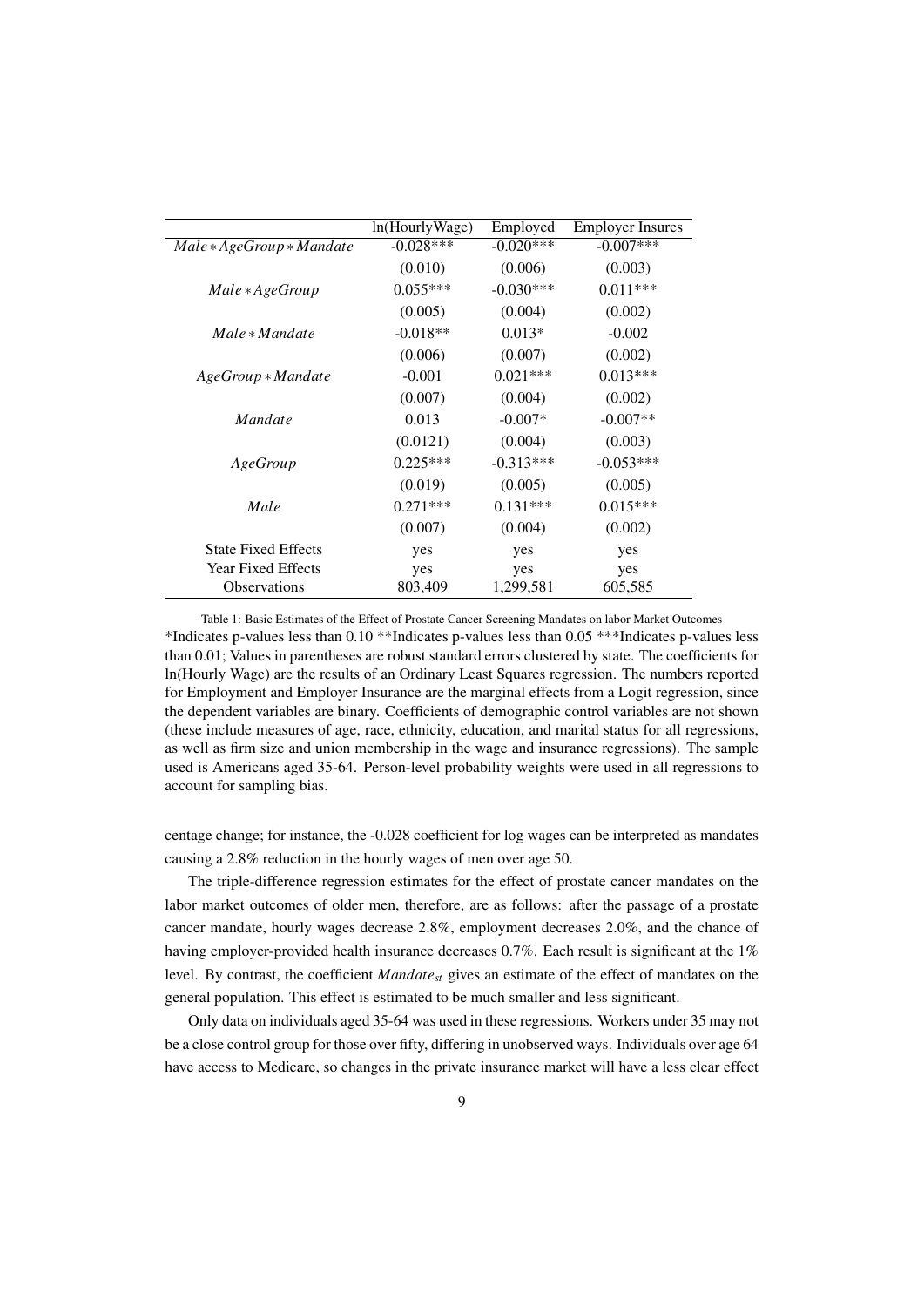| | ln(HourlyWage) | Employed | Employer Insures |
|---|---|---|---|
| $Male*AgeGroup*Mandate$ | -0.028*** | -0.020*** | -0.007*** |
| | (0.010) | (0.006) | (0.003) |
| $Male*AgeGroup$ | 0.055*** | -0.030*** | 0.011*** |
| | (0.005) | (0.004) | (0.002) |
| $Male*Mandate$ | -0.018** | 0.013* | -0.002 |
| | (0.006) | (0.007) | (0.002) |
| $AgeGroup*Mandate$ | -0.001 | 0.021*** | 0.013*** |
| | (0.007) | (0.004) | (0.002) |
| $Mandate$ | 0.013 | -0.007* | -0.007** |
| | (0.0121) | (0.004) | (0.003) |
| $AgeGroup$ | 0.225*** | -0.313*** | -0.053*** |
| | (0.019) | (0.005) | (0.005) |
| $Male$ | 0.271*** | 0.131*** | 0.015*** |
| | (0.007) | (0.004) | (0.002) |
| State Fixed Effects | yes | yes | yes |
| Year Fixed Effects | yes | yes | yes |
| Observations | 803,409 | 1,299,581 | 605,585 |

Table 1: Basic Estimates of the Effect of Prostate Cancer Screening Mandates on labor Market Outcomes

*Indicates p-values less than 0.10 **Indicates p-values less than 0.05 ***Indicates p-values less than 0.01; Values in parentheses are robust standard errors clustered by state. The coefficients for ln(Hourly Wage) are the results of an Ordinary Least Squares regression. The numbers reported for Employment and Employer Insurance are the marginal effects from a Logit regression, since the dependent variables are binary. Coefficients of demographic control variables are not shown (these include measures of age, race, ethnicity, education, and marital status for all regressions, as well as firm size and union membership in the wage and insurance regressions). The sample used is Americans aged 35-64. Person-level probability weights were used in all regressions to account for sampling bias.

centage change; for instance, the -0.028 coefficient for log wages can be interpreted as mandates causing a 2.8% reduction in the hourly wages of men over age 50.

The triple-difference regression estimates for the effect of prostate cancer mandates on the labor market outcomes of older men, therefore, are as follows: after the passage of a prostate cancer mandate, hourly wages decrease 2.8%, employment decreases 2.0%, and the chance of having employer-provided health insurance decreases 0.7%. Each result is significant at the 1% level. By contrast, the coefficient $Mandate_{st}$ gives an estimate of the effect of mandates on the general population. This effect is estimated to be much smaller and less significant.

Only data on individuals aged 35-64 was used in these regressions. Workers under 35 may not be a close control group for those over fifty, differing in unobserved ways. Individuals over age 64 have access to Medicare, so changes in the private insurance market will have a less clear effect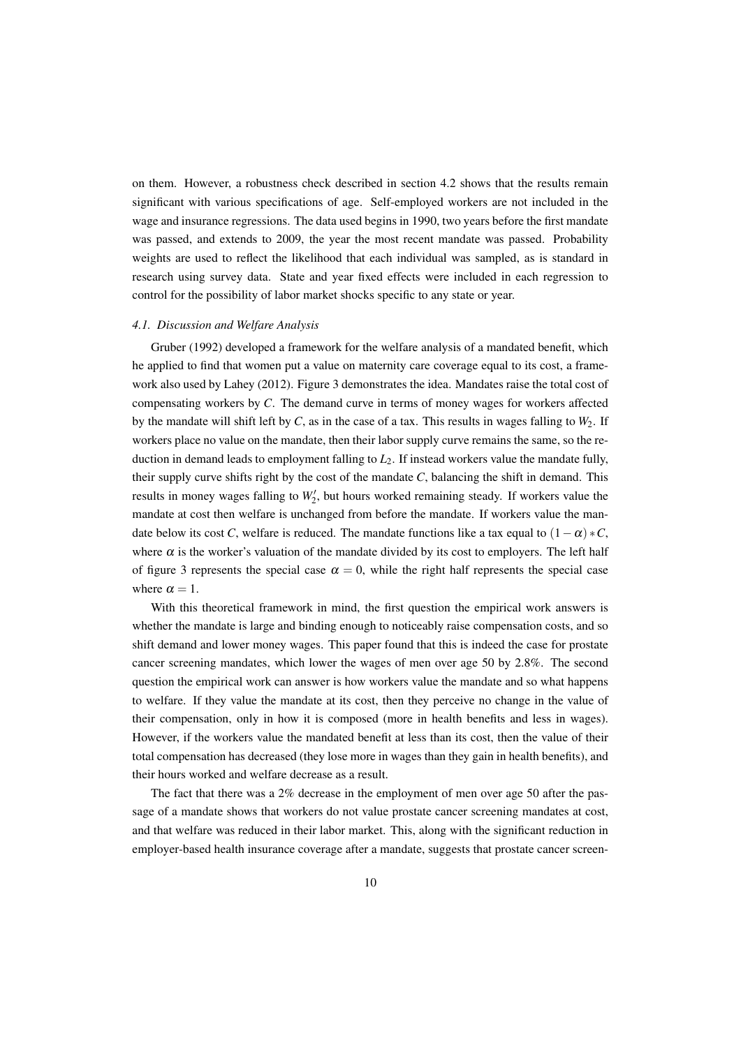on them. However, a robustness check described in section 4.2 shows that the results remain significant with various specifications of age. Self-employed workers are not included in the wage and insurance regressions. The data used begins in 1990, two years before the first mandate was passed, and extends to 2009, the year the most recent mandate was passed. Probability weights are used to reflect the likelihood that each individual was sampled, as is standard in research using survey data. State and year fixed effects were included in each regression to control for the possibility of labor market shocks specific to any state or year.

#### *4.1. Discussion and Welfare Analysis*

Gruber (1992) developed a framework for the welfare analysis of a mandated benefit, which he applied to find that women put a value on maternity care coverage equal to its cost, a framework also used by Lahey (2012). Figure 3 demonstrates the idea. Mandates raise the total cost of compensating workers by $C$. The demand curve in terms of money wages for workers affected by the mandate will shift left by $C$, as in the case of a tax. This results in wages falling to $W_2$. If workers place no value on the mandate, then their labor supply curve remains the same, so the reduction in demand leads to employment falling to $L_2$. If instead workers value the mandate fully, their supply curve shifts right by the cost of the mandate $C$, balancing the shift in demand. This results in money wages falling to $W_2'$, but hours worked remaining steady. If workers value the mandate at cost then welfare is unchanged from before the mandate. If workers value the mandate below its cost $C$, welfare is reduced. The mandate functions like a tax equal to $(1-\alpha)*C$, where $\alpha$ is the worker's valuation of the mandate divided by its cost to employers. The left half of figure 3 represents the special case $\alpha = 0$, while the right half represents the special case where $\alpha = 1$.

With this theoretical framework in mind, the first question the empirical work answers is whether the mandate is large and binding enough to noticeably raise compensation costs, and so shift demand and lower money wages. This paper found that this is indeed the case for prostate cancer screening mandates, which lower the wages of men over age 50 by 2.8%. The second question the empirical work can answer is how workers value the mandate and so what happens to welfare. If they value the mandate at its cost, then they perceive no change in the value of their compensation, only in how it is composed (more in health benefits and less in wages). However, if the workers value the mandated benefit at less than its cost, then the value of their total compensation has decreased (they lose more in wages than they gain in health benefits), and their hours worked and welfare decrease as a result.

The fact that there was a 2% decrease in the employment of men over age 50 after the passage of a mandate shows that workers do not value prostate cancer screening mandates at cost, and that welfare was reduced in their labor market. This, along with the significant reduction in employer-based health insurance coverage after a mandate, suggests that prostate cancer screen-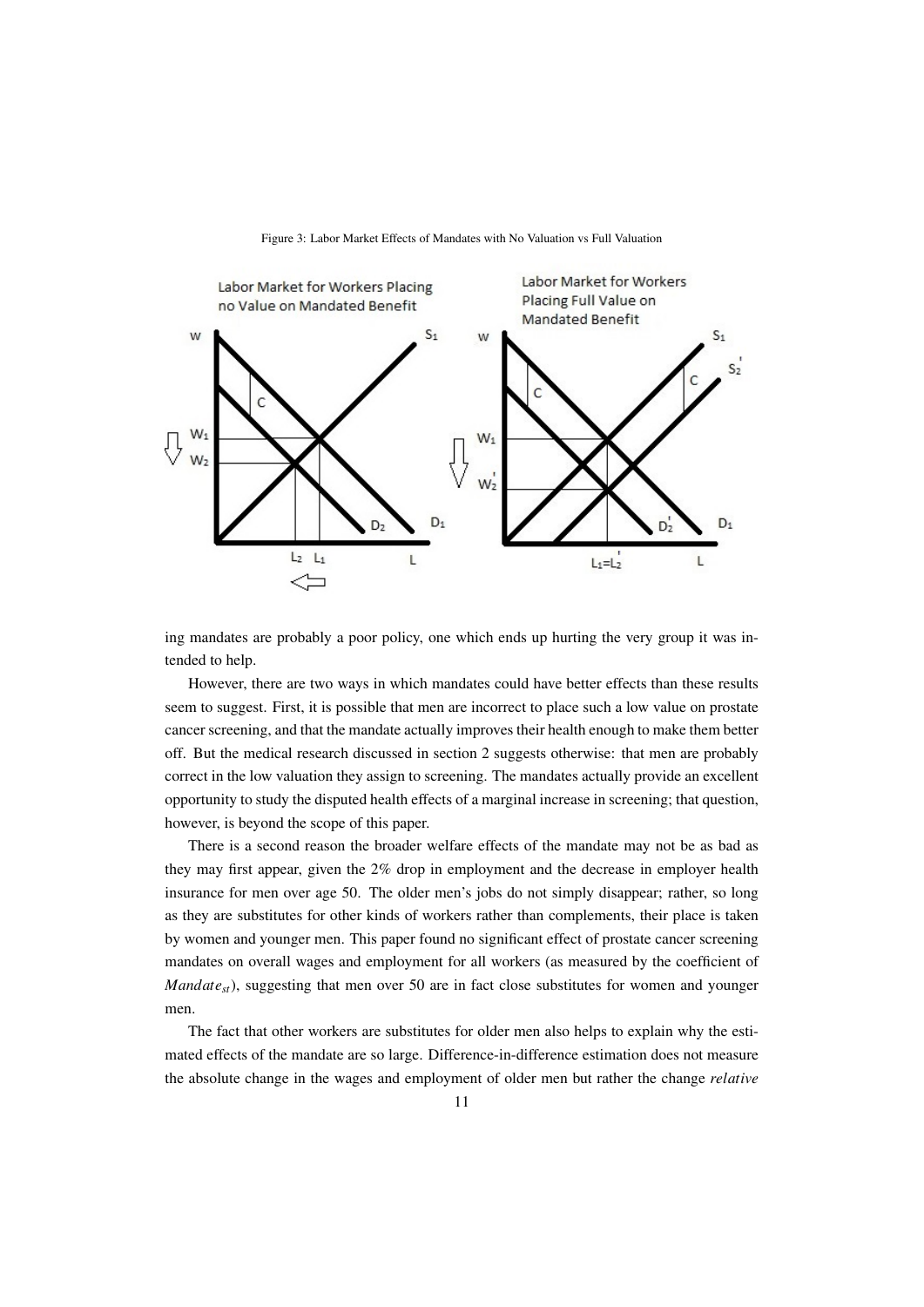Figure 3: Labor Market Effects of Mandates with No Valuation vs Full Valuation

ing mandates are probably a poor policy, one which ends up hurting the very group it was intended to help.

However, there are two ways in which mandates could have better effects than these results seem to suggest. First, it is possible that men are incorrect to place such a low value on prostate cancer screening, and that the mandate actually improves their health enough to make them better off. But the medical research discussed in section 2 suggests otherwise: that men are probably correct in the low valuation they assign to screening. The mandates actually provide an excellent opportunity to study the disputed health effects of a marginal increase in screening; that question, however, is beyond the scope of this paper.

There is a second reason the broader welfare effects of the mandate may not be as bad as they may first appear, given the 2% drop in employment and the decrease in employer health insurance for men over age 50. The older men's jobs do not simply disappear; rather, so long as they are substitutes for other kinds of workers rather than complements, their place is taken by women and younger men. This paper found no significant effect of prostate cancer screening mandates on overall wages and employment for all workers (as measured by the coefficient of $Mandate_{st}$), suggesting that men over 50 are in fact close substitutes for women and younger men.

The fact that other workers are substitutes for older men also helps to explain why the estimated effects of the mandate are so large. Difference-in-difference estimation does not measure the absolute change in the wages and employment of older men but rather the change *relative*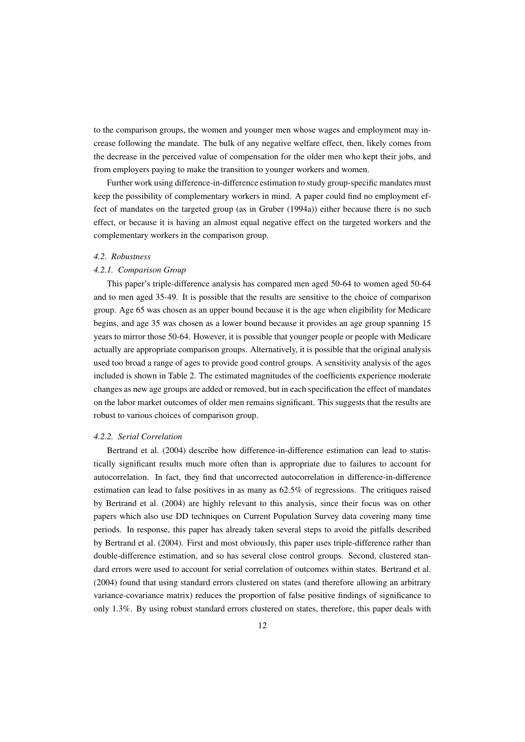to the comparison groups, the women and younger men whose wages and employment may increase following the mandate. The bulk of any negative welfare effect, then, likely comes from the decrease in the perceived value of compensation for the older men who kept their jobs, and from employers paying to make the transition to younger workers and women.

Further work using difference-in-difference estimation to study group-specific mandates must keep the possibility of complementary workers in mind. A paper could find no employment effect of mandates on the targeted group (as in Gruber (1994a)) either because there is no such effect, or because it is having an almost equal negative effect on the targeted workers and the complementary workers in the comparison group.

#### *4.2. Robustness*

#### *4.2.1. Comparison Group*

This paper's triple-difference analysis has compared men aged 50-64 to women aged 50-64 and to men aged 35-49. It is possible that the results are sensitive to the choice of comparison group. Age 65 was chosen as an upper bound because it is the age when eligibility for Medicare begins, and age 35 was chosen as a lower bound because it provides an age group spanning 15 years to mirror those 50-64. However, it is possible that younger people or people with Medicare actually are appropriate comparison groups. Alternatively, it is possible that the original analysis used too broad a range of ages to provide good control groups. A sensitivity analysis of the ages included is shown in Table 2. The estimated magnitudes of the coefficients experience moderate changes as new age groups are added or removed, but in each specification the effect of mandates on the labor market outcomes of older men remains significant. This suggests that the results are robust to various choices of comparison group.

#### *4.2.2. Serial Correlation*

Bertrand et al. (2004) describe how difference-in-difference estimation can lead to statistically significant results much more often than is appropriate due to failures to account for autocorrelation. In fact, they find that uncorrected autocorrelation in difference-in-difference estimation can lead to false positives in as many as 62.5% of regressions. The critiques raised by Bertrand et al. (2004) are highly relevant to this analysis, since their focus was on other papers which also use DD techniques on Current Population Survey data covering many time periods. In response, this paper has already taken several steps to avoid the pitfalls described by Bertrand et al. (2004). First and most obviously, this paper uses triple-difference rather than double-difference estimation, and so has several close control groups. Second, clustered standard errors were used to account for serial correlation of outcomes within states. Bertrand et al. (2004) found that using standard errors clustered on states (and therefore allowing an arbitrary variance-covariance matrix) reduces the proportion of false positive findings of significance to only 1.3%. By using robust standard errors clustered on states, therefore, this paper deals with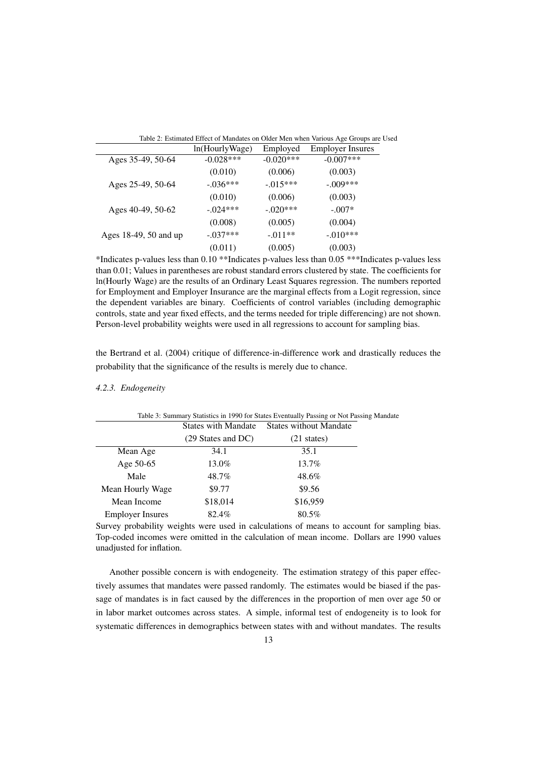Table 2: Estimated Effect of Mandates on Older Men when Various Age Groups are Used

| | ln(HourlyWage) | Employed | Employer Insures |
|---|---|---|---|
| Ages 35-49, 50-64 | -0.028*** | -0.020*** | -0.007*** |
| | (0.010) | (0.006) | (0.003) |
| Ages 25-49, 50-64 | -.036*** | -.015*** | -.009*** |
| | (0.010) | (0.006) | (0.003) |
| Ages 40-49, 50-62 | -.024*** | -.020*** | -.007* |
| | (0.008) | (0.005) | (0.004) |
| Ages 18-49, 50 and up | -.037*** | -.011** | -.010*** |
| | (0.011) | (0.005) | (0.003) |

*Indicates p-values less than 0.10 **Indicates p-values less than 0.05 ***Indicates p-values less than 0.01; Values in parentheses are robust standard errors clustered by state. The coefficients for ln(Hourly Wage) are the results of an Ordinary Least Squares regression. The numbers reported for Employment and Employer Insurance are the marginal effects from a Logit regression, since the dependent variables are binary. Coefficients of control variables (including demographic controls, state and year fixed effects, and the terms needed for triple differencing) are not shown. Person-level probability weights were used in all regressions to account for sampling bias.

the Bertrand et al. (2004) critique of difference-in-difference work and drastically reduces the probability that the significance of the results is merely due to chance.

#### *4.2.3. Endogeneity*

Table 3: Summary Statistics in 1990 for States Eventually Passing or Not Passing Mandate

| | States with Mandate (29 States and DC) | States without Mandate (21 states) |
|---|---|---|
| Mean Age | 34.1 | 35.1 |
| Age 50-65 | 13.0% | 13.7% |
| Male | 48.7% | 48.6% |
| Mean Hourly Wage | \$9.77 | \$9.56 |
| Mean Income | \$18,014 | \$16,959 |
| Employer Insures | 82.4% | 80.5% |

Survey probability weights were used in calculations of means to account for sampling bias. Top-coded incomes were omitted in the calculation of mean income. Dollars are 1990 values unadjusted for inflation.

Another possible concern is with endogeneity. The estimation strategy of this paper effectively assumes that mandates were passed randomly. The estimates would be biased if the passage of mandates is in fact caused by the differences in the proportion of men over age 50 or in labor market outcomes across states. A simple, informal test of endogeneity is to look for systematic differences in demographics between states with and without mandates. The results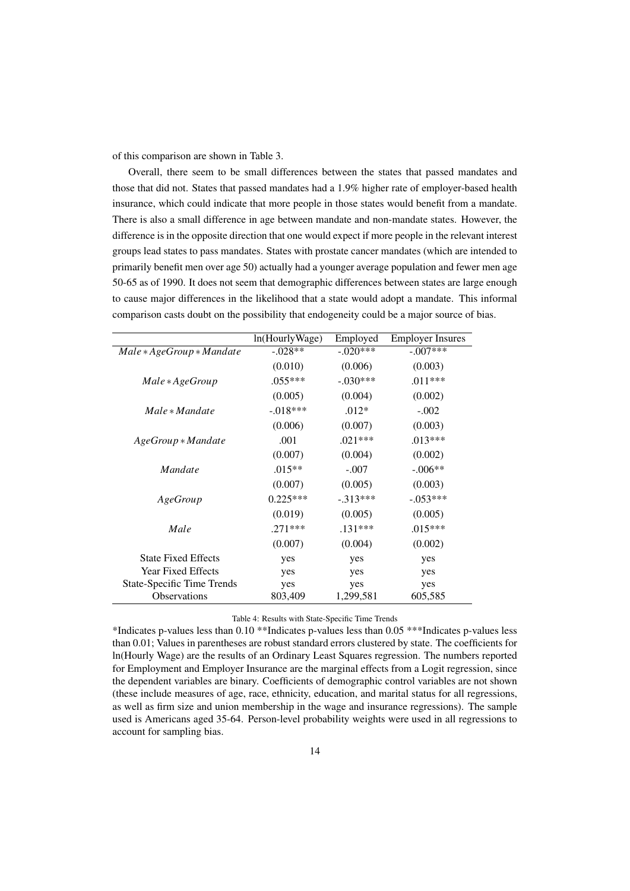of this comparison are shown in Table 3.

Overall, there seem to be small differences between the states that passed mandates and those that did not. States that passed mandates had a 1.9% higher rate of employer-based health insurance, which could indicate that more people in those states would benefit from a mandate. There is also a small difference in age between mandate and non-mandate states. However, the difference is in the opposite direction that one would expect if more people in the relevant interest groups lead states to pass mandates. States with prostate cancer mandates (which are intended to primarily benefit men over age 50) actually had a younger average population and fewer men age 50-65 as of 1990. It does not seem that demographic differences between states are large enough to cause major differences in the likelihood that a state would adopt a mandate. This informal comparison casts doubt on the possibility that endogeneity could be a major source of bias.

| | ln(HourlyWage) | Employed | Employer Insures |
|---|---|---|---|
| $Male * AgeGroup * Mandate$ | -.028** | -.020*** | -.007*** |
| | (0.010) | (0.006) | (0.003) |
| $Male * AgeGroup$ | .055*** | -.030*** | .011*** |
| | (0.005) | (0.004) | (0.002) |
| $Male * Mandate$ | -.018*** | .012* | -.002 |
| | (0.006) | (0.007) | (0.003) |
| $AgeGroup * Mandate$ | .001 | .021*** | .013*** |
| | (0.007) | (0.004) | (0.002) |
| $Mandate$ | .015** | -.007 | -.006** |
| | (0.007) | (0.005) | (0.003) |
| $AgeGroup$ | 0.225*** | -.313*** | -.053*** |
| | (0.019) | (0.005) | (0.005) |
| $Male$ | .271*** | .131*** | .015*** |
| | (0.007) | (0.004) | (0.002) |
| State Fixed Effects | yes | yes | yes |
| Year Fixed Effects | yes | yes | yes |
| State-Specific Time Trends | yes | yes | yes |
| Observations | 803,409 | 1,299,581 | 605,585 |

Table 4: Results with State-Specific Time Trends

*Indicates p-values less than 0.10 **Indicates p-values less than 0.05 ***Indicates p-values less than 0.01; Values in parentheses are robust standard errors clustered by state. The coefficients for ln(Hourly Wage) are the results of an Ordinary Least Squares regression. The numbers reported for Employment and Employer Insurance are the marginal effects from a Logit regression, since the dependent variables are binary. Coefficients of demographic control variables are not shown (these include measures of age, race, ethnicity, education, and marital status for all regressions, as well as firm size and union membership in the wage and insurance regressions). The sample used is Americans aged 35-64. Person-level probability weights were used in all regressions to account for sampling bias.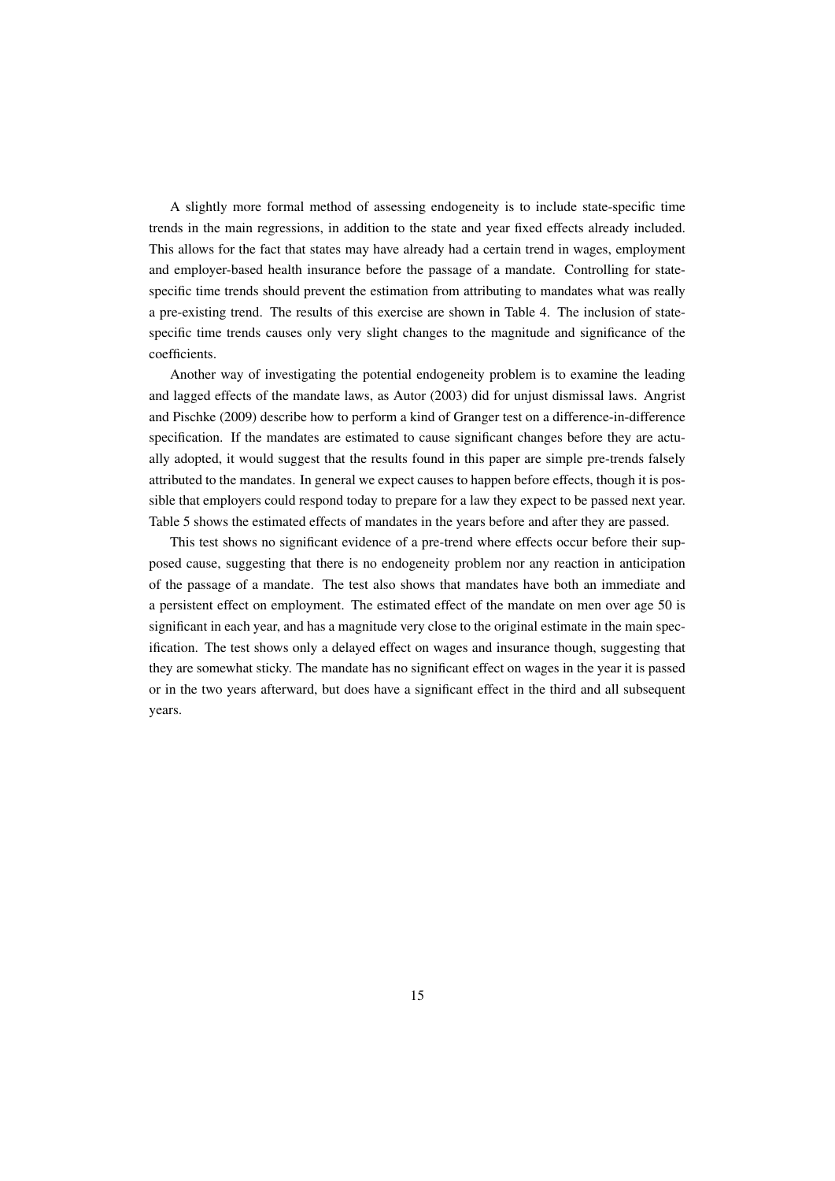A slightly more formal method of assessing endogeneity is to include state-specific time trends in the main regressions, in addition to the state and year fixed effects already included. This allows for the fact that states may have already had a certain trend in wages, employment and employer-based health insurance before the passage of a mandate. Controlling for state-specific time trends should prevent the estimation from attributing to mandates what was really a pre-existing trend. The results of this exercise are shown in Table 4. The inclusion of state-specific time trends causes only very slight changes to the magnitude and significance of the coefficients.

Another way of investigating the potential endogeneity problem is to examine the leading and lagged effects of the mandate laws, as Autor (2003) did for unjust dismissal laws. Angrist and Pischke (2009) describe how to perform a kind of Granger test on a difference-in-difference specification. If the mandates are estimated to cause significant changes before they are actually adopted, it would suggest that the results found in this paper are simple pre-trends falsely attributed to the mandates. In general we expect causes to happen before effects, though it is possible that employers could respond today to prepare for a law they expect to be passed next year. Table 5 shows the estimated effects of mandates in the years before and after they are passed.

This test shows no significant evidence of a pre-trend where effects occur before their supposed cause, suggesting that there is no endogeneity problem nor any reaction in anticipation of the passage of a mandate. The test also shows that mandates have both an immediate and a persistent effect on employment. The estimated effect of the mandate on men over age 50 is significant in each year, and has a magnitude very close to the original estimate in the main specification. The test shows only a delayed effect on wages and insurance though, suggesting that they are somewhat sticky. The mandate has no significant effect on wages in the year it is passed or in the two years afterward, but does have a significant effect in the third and all subsequent years.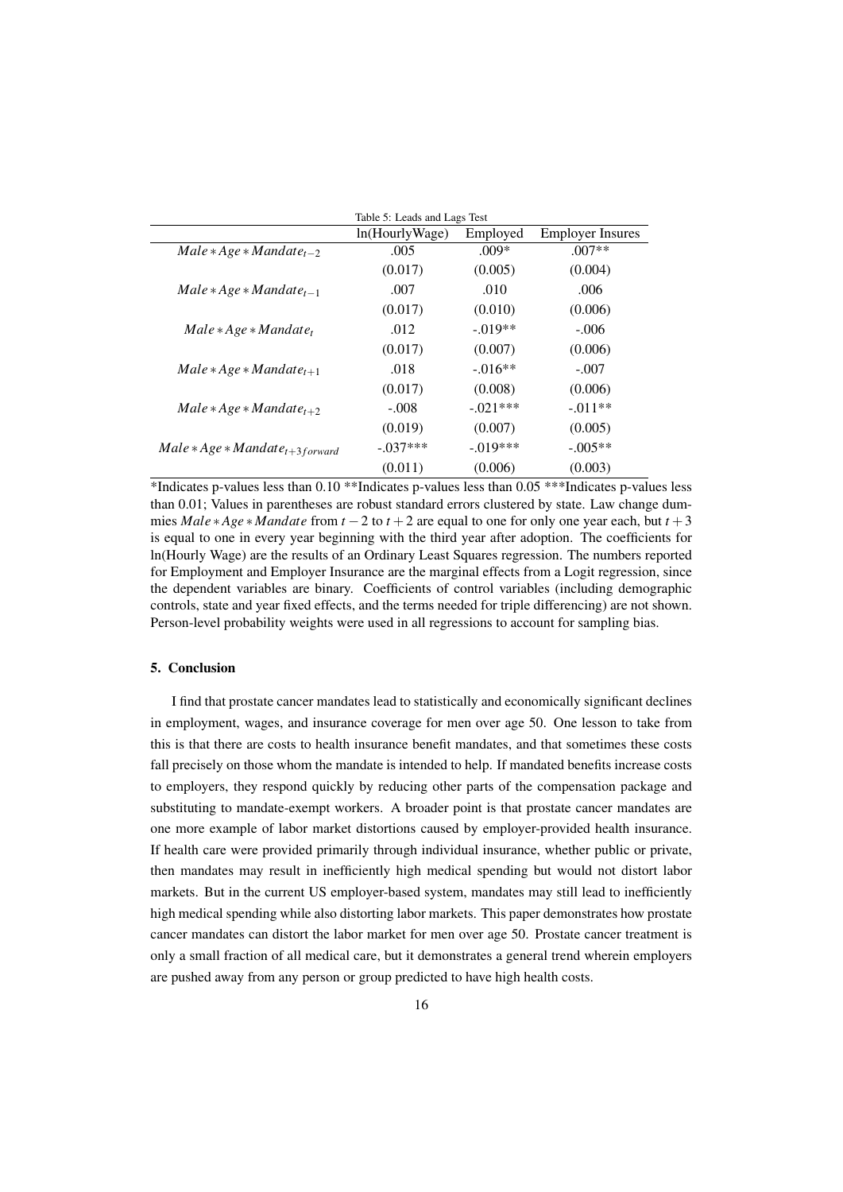Table 5: Leads and Lags Test

| | ln(HourlyWage) | Employed | Employer Insures |
|---|---|---|---|
| $Male * Age * Mandate_{t-2}$ | .005 | .009* | .007** |
| | (0.017) | (0.005) | (0.004) |
| $Male * Age * Mandate_{t-1}$ | .007 | .010 | .006 |
| | (0.017) | (0.010) | (0.006) |
| $Male * Age * Mandate_{t}$ | .012 | -.019** | -.006 |
| | (0.017) | (0.007) | (0.006) |
| $Male * Age * Mandate_{t+1}$ | .018 | -.016** | -.007 |
| | (0.017) | (0.008) | (0.006) |
| $Male * Age * Mandate_{t+2}$ | -.008 | -.021*** | -.011** |
| | (0.019) | (0.007) | (0.005) |
| $Male * Age * Mandate_{t+3 forward}$ | -.037*** | -.019*** | -.005** |
| | (0.011) | (0.006) | (0.003) |

*Indicates p-values less than 0.10 **Indicates p-values less than 0.05 ***Indicates p-values less than 0.01; Values in parentheses are robust standard errors clustered by state. Law change dummies $Male * Age * Mandate$ from $t-2$ to $t+2$ are equal to one for only one year each, but $t+3$ is equal to one in every year beginning with the third year after adoption. The coefficients for ln(Hourly Wage) are the results of an Ordinary Least Squares regression. The numbers reported for Employment and Employer Insurance are the marginal effects from a Logit regression, since the dependent variables are binary. Coefficients of control variables (including demographic controls, state and year fixed effects, and the terms needed for triple differencing) are not shown. Person-level probability weights were used in all regressions to account for sampling bias.

## 5. Conclusion

I find that prostate cancer mandates lead to statistically and economically significant declines in employment, wages, and insurance coverage for men over age 50. One lesson to take from this is that there are costs to health insurance benefit mandates, and that sometimes these costs fall precisely on those whom the mandate is intended to help. If mandated benefits increase costs to employers, they respond quickly by reducing other parts of the compensation package and substituting to mandate-exempt workers. A broader point is that prostate cancer mandates are one more example of labor market distortions caused by employer-provided health insurance. If health care were provided primarily through individual insurance, whether public or private, then mandates may result in inefficiently high medical spending but would not distort labor markets. But in the current US employer-based system, mandates may still lead to inefficiently high medical spending while also distorting labor markets. This paper demonstrates how prostate cancer mandates can distort the labor market for men over age 50. Prostate cancer treatment is only a small fraction of all medical care, but it demonstrates a general trend wherein employers are pushed away from any person or group predicted to have high health costs.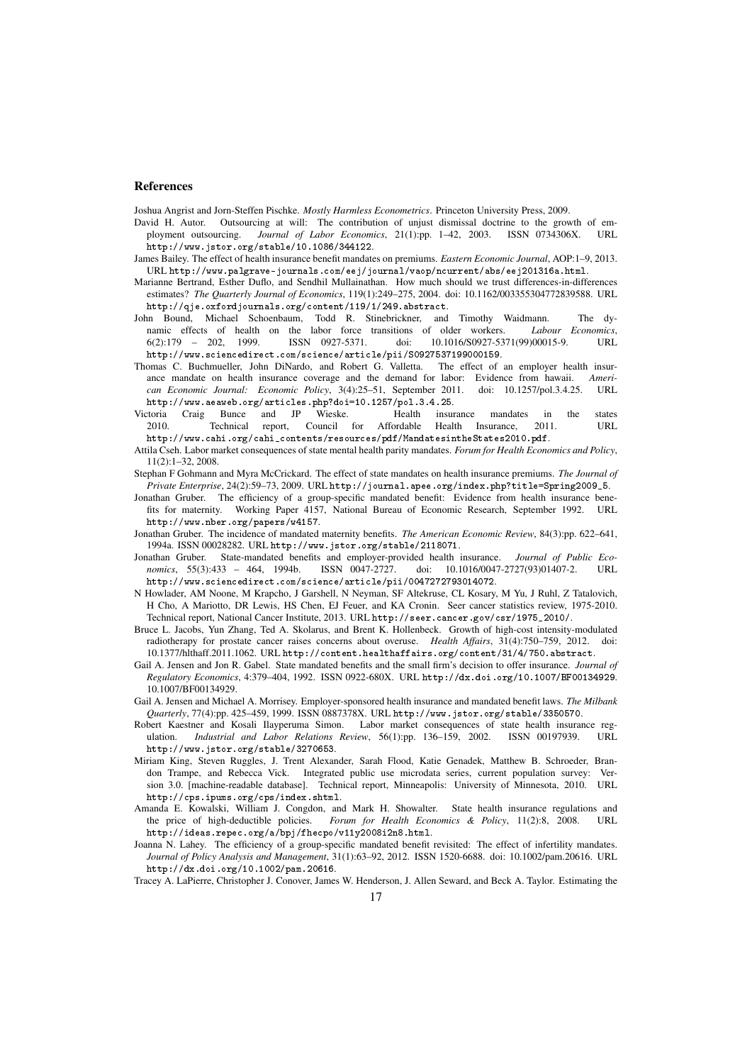## References

Joshua Angrist and Jorn-Steffen Pischke. *Mostly Harmless Econometrics*. Princeton University Press, 2009.

David H. Autor. Outsourcing at will: The contribution of unjust dismissal doctrine to the growth of employment outsourcing. *Journal of Labor Economics*, 21(1):pp. 1–42, 2003. ISSN 0734306X. URL http://www.jstor.org/stable/10.1086/344122.

James Bailey. The effect of health insurance benefit mandates on premiums. *Eastern Economic Journal*, AOP:1–9, 2013. URL http://www.palgrave-journals.com/eej/journal/vaop/ncurrent/abs/eej201316a.html.

Marianne Bertrand, Esther Duflo, and Sendhil Mullainathan. How much should we trust differences-in-differences estimates? *The Quarterly Journal of Economics*, 119(1):249–275, 2004. doi: 10.1162/003355304772839588. URL http://qje.oxfordjournals.org/content/119/1/249.abstract.

John Bound, Michael Schoenbaum, Todd R. Stinebrickner, and Timothy Waidmann. The dynamic effects of health on the labor force transitions of older workers. *Labour Economics*, 6(2):179 – 202, 1999. ISSN 0927-5371. doi: 10.1016/S0927-5371(99)00015-9. URL http://www.sciencedirect.com/science/article/pii/S0927537199000159.

Thomas C. Buchmueller, John DiNardo, and Robert G. Valletta. The effect of an employer health insurance mandate on health insurance coverage and the demand for labor: Evidence from hawaii. *American Economic Journal: Economic Policy*, 3(4):25–51, September 2011. doi: 10.1257/pol.3.4.25. URL http://www.aeaweb.org/articles.php?doi=10.1257/pol.3.4.25.

Victoria Craig Bunce and JP Wieske. Health insurance mandates in the states 2010. Technical report, Council for Affordable Health Insurance, 2011. URL http://www.cahi.org/cahi_contents/resources/pdf/MandatesintheStates2010.pdf.

Attila Cseh. Labor market consequences of state mental health parity mandates. *Forum for Health Economics and Policy*, 11(2):1–32, 2008.

Stephan F Gohmann and Myra McCrickard. The effect of state mandates on health insurance premiums. *The Journal of Private Enterprise*, 24(2):59–73, 2009. URL http://journal.apee.org/index.php?title=Spring2009_5.

Jonathan Gruber. The efficiency of a group-specific mandated benefit: Evidence from health insurance benefits for maternity. Working Paper 4157, National Bureau of Economic Research, September 1992. URL http://www.nber.org/papers/w4157.

Jonathan Gruber. The incidence of mandated maternity benefits. *The American Economic Review*, 84(3):pp. 622–641, 1994a. ISSN 00028282. URL http://www.jstor.org/stable/2118071.

Jonathan Gruber. State-mandated benefits and employer-provided health insurance. *Journal of Public Economics*, 55(3):433 – 464, 1994b. ISSN 0047-2727. doi: 10.1016/0047-2727(93)01407-2. URL http://www.sciencedirect.com/science/article/pii/0047272793014072.

N Howlader, AM Noone, M Krapcho, J Garshell, N Neyman, SF Altekruse, CL Kosary, M Yu, J Ruhl, Z Tatalovich, H Cho, A Mariotto, DR Lewis, HS Chen, EJ Feuer, and KA Cronin. Seer cancer statistics review, 1975-2010. Technical report, National Cancer Institute, 2013. URL http://seer.cancer.gov/csr/1975_2010/.

Bruce L. Jacobs, Yun Zhang, Ted A. Skolarus, and Brent K. Hollenbeck. Growth of high-cost intensity-modulated radiotherapy for prostate cancer raises concerns about overuse. *Health Affairs*, 31(4):750–759, 2012. doi: 10.1377/hlthaff.2011.1062. URL http://content.healthaffairs.org/content/31/4/750.abstract.

Gail A. Jensen and Jon R. Gabel. State mandated benefits and the small firm's decision to offer insurance. *Journal of Regulatory Economics*, 4:379–404, 1992. ISSN 0922-680X. URL http://dx.doi.org/10.1007/BF00134929. 10.1007/BF00134929.

Gail A. Jensen and Michael A. Morrisey. Employer-sponsored health insurance and mandated benefit laws. *The Milbank Quarterly*, 77(4):pp. 425–459, 1999. ISSN 0887378X. URL http://www.jstor.org/stable/3350570.

Robert Kaestner and Kosali Ilayperuma Simon. Labor market consequences of state health insurance regulation. *Industrial and Labor Relations Review*, 56(1):pp. 136–159, 2002. ISSN 00197939. URL http://www.jstor.org/stable/3270653.

Miriam King, Steven Ruggles, J. Trent Alexander, Sarah Flood, Katie Genadek, Matthew B. Schroeder, Brandon Trampe, and Rebecca Vick. Integrated public use microdata series, current population survey: Version 3.0. [machine-readable database]. Technical report, Minneapolis: University of Minnesota, 2010. URL http://cps.ipums.org/cps/index.shtml.

Amanda E. Kowalski, William J. Congdon, and Mark H. Showalter. State health insurance regulations and the price of high-deductible policies. *Forum for Health Economics & Policy*, 11(2):8, 2008. URL http://ideas.repec.org/a/bpj/fhecpo/v11y2008i2n8.html.

Joanna N. Lahey. The efficiency of a group-specific mandated benefit revisited: The effect of infertility mandates. *Journal of Policy Analysis and Management*, 31(1):63–92, 2012. ISSN 1520-6688. doi: 10.1002/pam.20616. URL http://dx.doi.org/10.1002/pam.20616.

Tracey A. LaPierre, Christopher J. Conover, James W. Henderson, J. Allen Seward, and Beck A. Taylor. Estimating the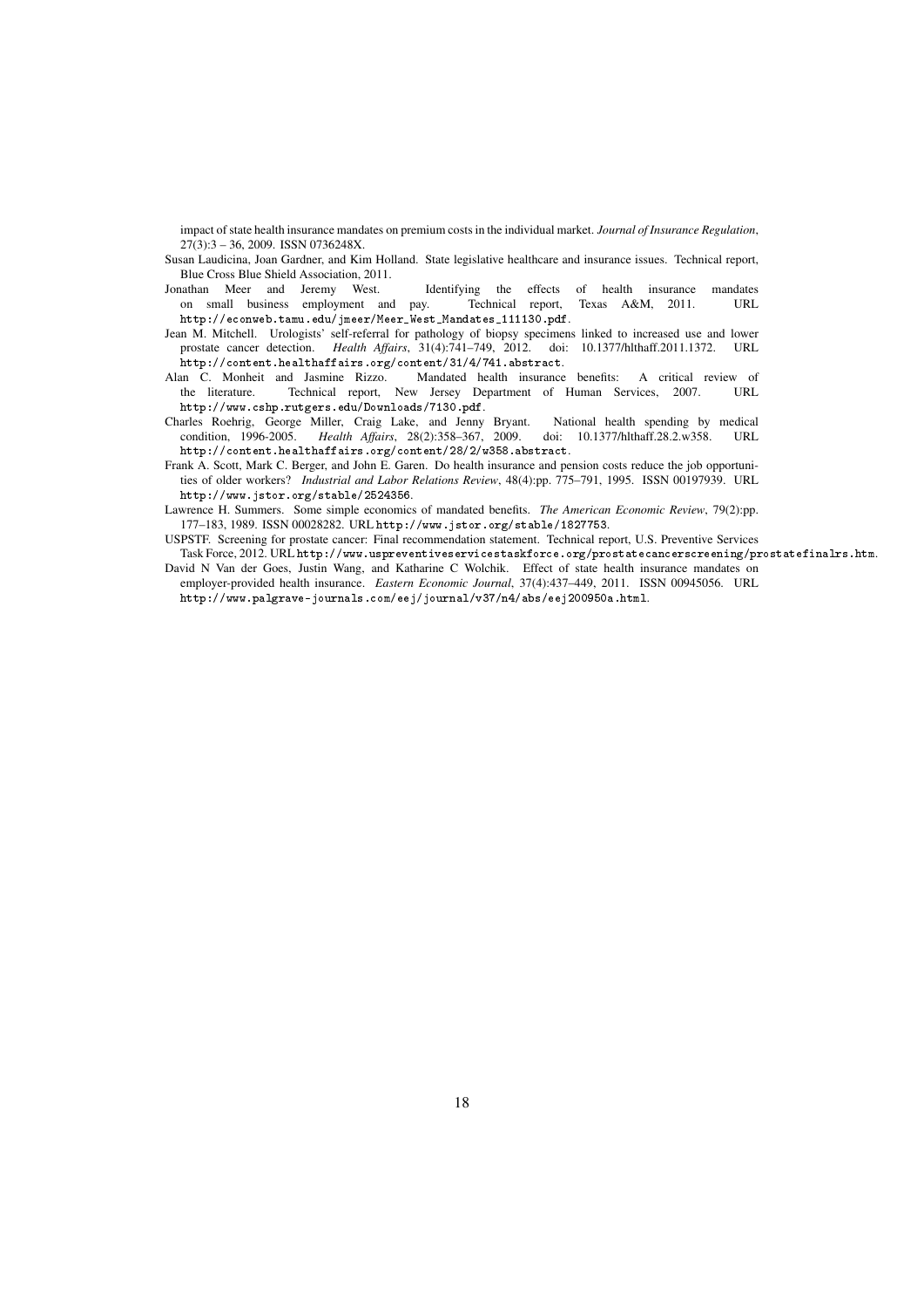impact of state health insurance mandates on premium costs in the individual market. *Journal of Insurance Regulation*, 27(3):3 – 36, 2009. ISSN 0736248X.

Susan Laudicina, Joan Gardner, and Kim Holland. State legislative healthcare and insurance issues. Technical report, Blue Cross Blue Shield Association, 2011.

Jonathan Meer and Jeremy West. Identifying the effects of health insurance mandates on small business employment and pay. Technical report, Texas A&M, 2011. URL http://econweb.tamu.edu/jmeer/Meer_West_Mandates_111130.pdf.

Jean M. Mitchell. Urologists' self-referral for pathology of biopsy specimens linked to increased use and lower prostate cancer detection. *Health Affairs*, 31(4):741–749, 2012. doi: 10.1377/hlthaff.2011.1372. URL http://content.healthaffairs.org/content/31/4/741.abstract.

Alan C. Monheit and Jasmine Rizzo. Mandated health insurance benefits: A critical review of the literature. Technical report, New Jersey Department of Human Services, 2007. URL http://www.cshp.rutgers.edu/Downloads/7130.pdf.

Charles Roehrig, George Miller, Craig Lake, and Jenny Bryant. National health spending by medical condition, 1996-2005. *Health Affairs*, 28(2):358–367, 2009. doi: 10.1377/hlthaff.28.2.w358. URL http://content.healthaffairs.org/content/28/2/w358.abstract.

Frank A. Scott, Mark C. Berger, and John E. Garen. Do health insurance and pension costs reduce the job opportunities of older workers? *Industrial and Labor Relations Review*, 48(4):pp. 775–791, 1995. ISSN 00197939. URL http://www.jstor.org/stable/2524356.

Lawrence H. Summers. Some simple economics of mandated benefits. *The American Economic Review*, 79(2):pp. 177–183, 1989. ISSN 00028282. URL http://www.jstor.org/stable/1827753.

USPSTF. Screening for prostate cancer: Final recommendation statement. Technical report, U.S. Preventive Services Task Force, 2012. URL http://www.uspreventiveservicestaskforce.org/prostatecancerscreening/prostatefinalrs.htm.

David N Van der Goes, Justin Wang, and Katharine C Wolchik. Effect of state health insurance mandates on employer-provided health insurance. *Eastern Economic Journal*, 37(4):437–449, 2011. ISSN 00945056. URL http://www.palgrave-journals.com/eej/journal/v37/n4/abs/eej200950a.html.